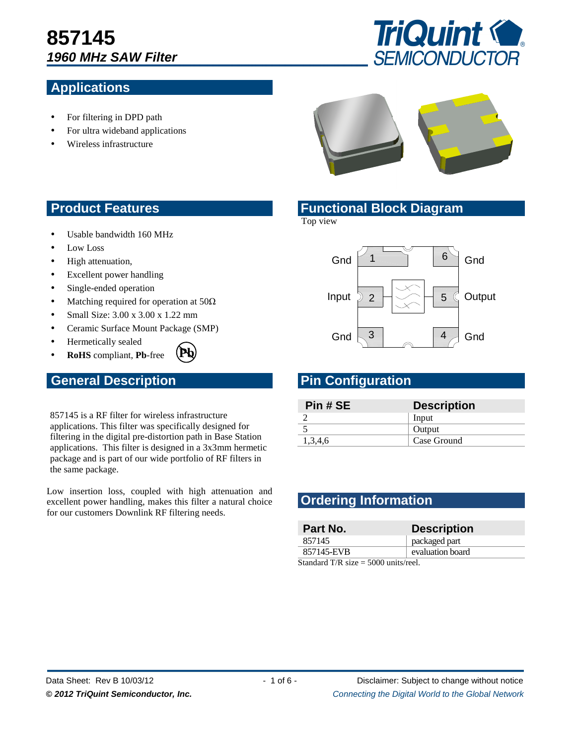# 857145

***1960 MHz SAW Filter***

## Applications

- For filtering in DPD path
- For ultra wideband applications
- Wireless infrastructure

## Product Features

- Usable bandwidth 160 MHz
- Low Loss
- High attenuation,
- Excellent power handling
- Single-ended operation
- Matching required for operation at 50Ω
- Small Size: 3.00 x 3.00 x 1.22 mm
- Ceramic Surface Mount Package (SMP)
- Hermetically sealed
- **RoHS** compliant, **Pb**-free

## Functional Block Diagram

Top view

| | | | |
|---|---|---|---|
| Gnd | 1 | 6 | Gnd |
| Input | 2 | 5 | Output |
| Gnd | 3 | 4 | Gnd |

## General Description

857145 is a RF filter for wireless infrastructure applications. This filter was specifically designed for filtering in the digital pre-distortion path in Base Station applications. This filter is designed in a 3x3mm hermetic package and is part of our wide portfolio of RF filters in the same package.

Low insertion loss, coupled with high attenuation and excellent power handling, makes this filter a natural choice for our customers Downlink RF filtering needs.

## Pin Configuration

| Pin # SE | Description |
|---|---|
| 2 | Input |
| 5 | Output |
| 1,3,4,6 | Case Ground |

## Ordering Information

| Part No. | Description |
|---|---|
| 857145 | packaged part |
| 857145-EVB | evaluation board |

Standard T/R size = 5000 units/reel.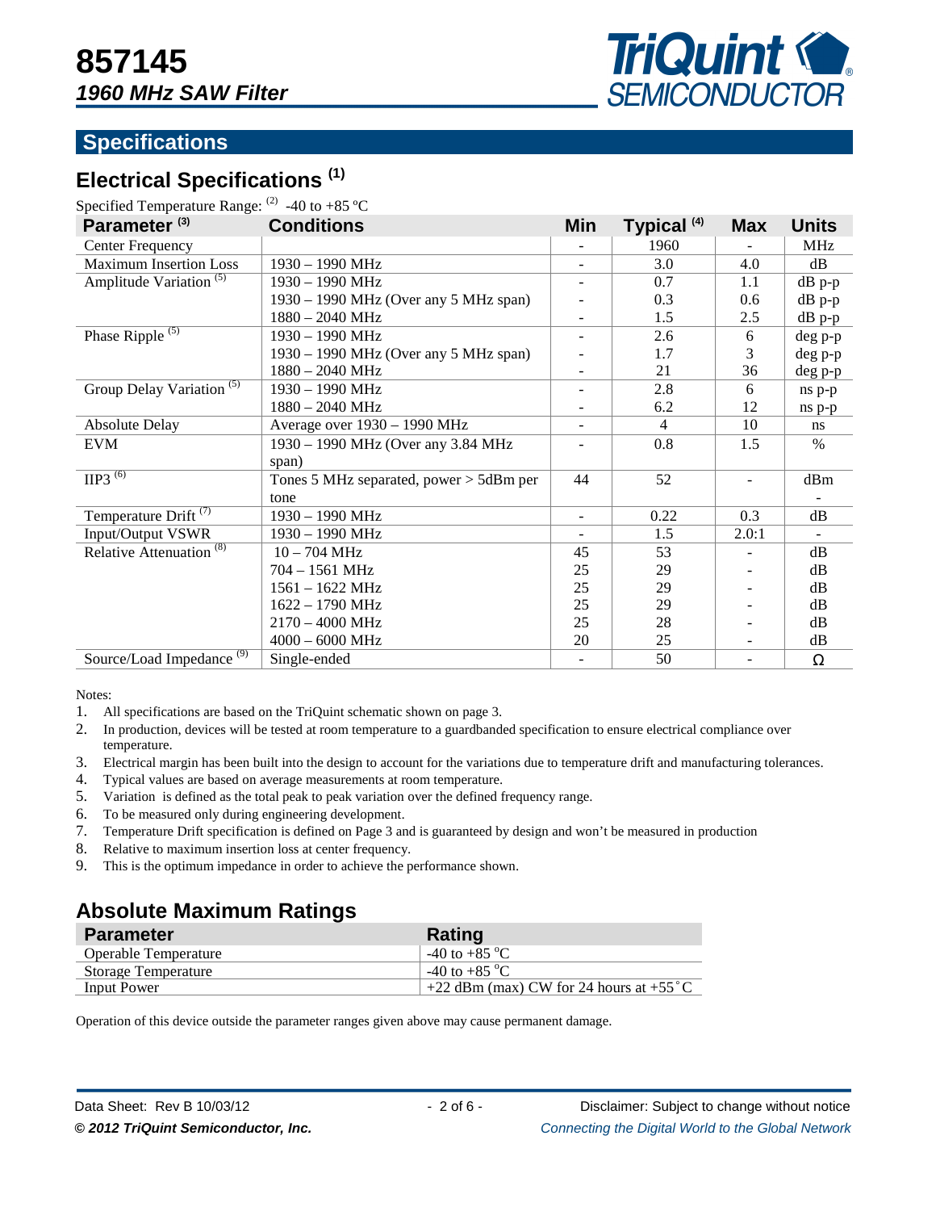# 857145

***1960 MHz SAW Filter***

## Specifications

### Electrical Specifications [1]

Specified Temperature Range: [2] -40 to +85 ºC

| Parameter [3] | Conditions | Min | Typical [4] | Max | Units |
|---|---|---|---|---|---|
| Center Frequency | | - | 1960 | - | MHz |
| Maximum Insertion Loss | 1930 – 1990 MHz | - | 3.0 | 4.0 | dB |
| Amplitude Variation [5] | 1930 – 1990 MHz | - | 0.7 | 1.1 | dB p-p |
| | 1930 – 1990 MHz (Over any 5 MHz span) | - | 0.3 | 0.6 | dB p-p |
| | 1880 – 2040 MHz | - | 1.5 | 2.5 | dB p-p |
| Phase Ripple [5] | 1930 – 1990 MHz | - | 2.6 | 6 | deg p-p |
| | 1930 – 1990 MHz (Over any 5 MHz span) | - | 1.7 | 3 | deg p-p |
| | 1880 – 2040 MHz | - | 21 | 36 | deg p-p |
| Group Delay Variation [5] | 1930 – 1990 MHz | - | 2.8 | 6 | ns p-p |
| | 1880 – 2040 MHz | - | 6.2 | 12 | ns p-p |
| Absolute Delay | Average over 1930 – 1990 MHz | - | 4 | 10 | ns |
| EVM | 1930 – 1990 MHz (Over any 3.84 MHz span) | - | 0.8 | 1.5 | % |
| IIP3 [6] | Tones 5 MHz separated, power > 5dBm per tone | 44 | 52 | - | dBm - |
| Temperature Drift [7] | 1930 – 1990 MHz | - | 0.22 | 0.3 | dB |
| Input/Output VSWR | 1930 – 1990 MHz | - | 1.5 | 2.0:1 | - |
| Relative Attenuation [8] | 10 – 704 MHz | 45 | 53 | - | dB |
| | 704 – 1561 MHz | 25 | 29 | - | dB |
| | 1561 – 1622 MHz | 25 | 29 | - | dB |
| | 1622 – 1790 MHz | 25 | 29 | - | dB |
| | 2170 – 4000 MHz | 25 | 28 | - | dB |
| | 4000 – 6000 MHz | 20 | 25 | - | dB |
| Source/Load Impedance [9] | Single-ended | - | 50 | - | Ω |

Notes:

1. All specifications are based on the TriQuint schematic shown on page 3.
2. In production, devices will be tested at room temperature to a guardbanded specification to ensure electrical compliance over temperature.
3. Electrical margin has been built into the design to account for the variations due to temperature drift and manufacturing tolerances.
4. Typical values are based on average measurements at room temperature.
5. Variation is defined as the total peak to peak variation over the defined frequency range.
6. To be measured only during engineering development.
7. Temperature Drift specification is defined on Page 3 and is guaranteed by design and won't be measured in production
8. Relative to maximum insertion loss at center frequency.
9. This is the optimum impedance in order to achieve the performance shown.

### Absolute Maximum Ratings

| Parameter | Rating |
|---|---|
| Operable Temperature | -40 to +85 ºC |
| Storage Temperature | -40 to +85 ºC |
| Input Power | +22 dBm (max) CW for 24 hours at +55˚C |

Operation of this device outside the parameter ranges given above may cause permanent damage.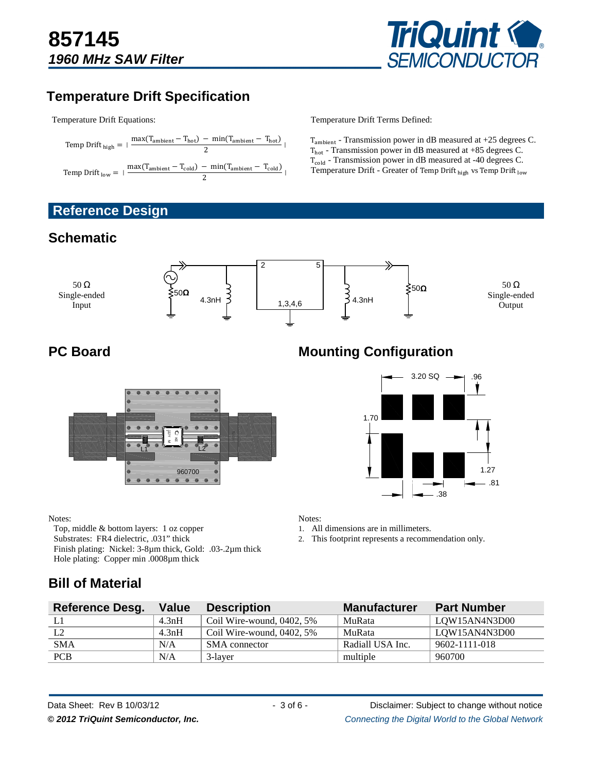# 857145
## *1960 MHz SAW Filter*

## Temperature Drift Specification

Temperature Drift Equations:

$$\text{Temp Drift}_{\text{high}} = \left| \frac{\max(T_{\text{ambient}} - T_{\text{hot}}) - \min(T_{\text{ambient}} - T_{\text{hot}})}{2} \right|$$

$$\text{Temp Drift}_{\text{low}} = \left| \frac{\max(T_{\text{ambient}} - T_{\text{cold}}) - \min(T_{\text{ambient}} - T_{\text{cold}})}{2} \right|$$

Temperature Drift Terms Defined:

$T_{ambient}$ - Transmission power in dB measured at +25 degrees C.
$T_{hot}$ - Transmission power in dB measured at +85 degrees C.
$T_{cold}$ - Transmission power in dB measured at -40 degrees C.
Temperature Drift - Greater of $\text{Temp Drift}_{\text{high}}$ vs $\text{Temp Drift}_{\text{low}}$

## Reference Design

### Schematic

50 Ω Single-ended Input

50Ω, 4.3nH, 2, 5, 1,3,4,6, 4.3nH, 50Ω

50 Ω Single-ended Output

### PC Board

L1, L2, 960700

Notes:
Top, middle & bottom layers: 1 oz copper
Substrates: FR4 dielectric, .031" thick
Finish plating: Nickel: 3-8µm thick, Gold: .03-.2µm thick
Hole plating: Copper min .0008µm thick

### Mounting Configuration

3.20 SQ, .96, 1.70, 1.27, .81, .38

Notes:
1. All dimensions are in millimeters.
2. This footprint represents a recommendation only.

### Bill of Material

| Reference Desg. | Value | Description | Manufacturer | Part Number |
|---|---|---|---|---|
| L1 | 4.3nH | Coil Wire-wound, 0402, 5% | MuRata | LQW15AN4N3D00 |
| L2 | 4.3nH | Coil Wire-wound, 0402, 5% | MuRata | LQW15AN4N3D00 |
| SMA | N/A | SMA connector | Radiall USA Inc. | 9602-1111-018 |
| PCB | N/A | 3-layer | multiple | 960700 |

Data Sheet: Rev B 10/03/12
Disclaimer: Subject to change without notice
*© 2012 TriQuint Semiconductor, Inc.*
*Connecting the Digital World to the Global Network*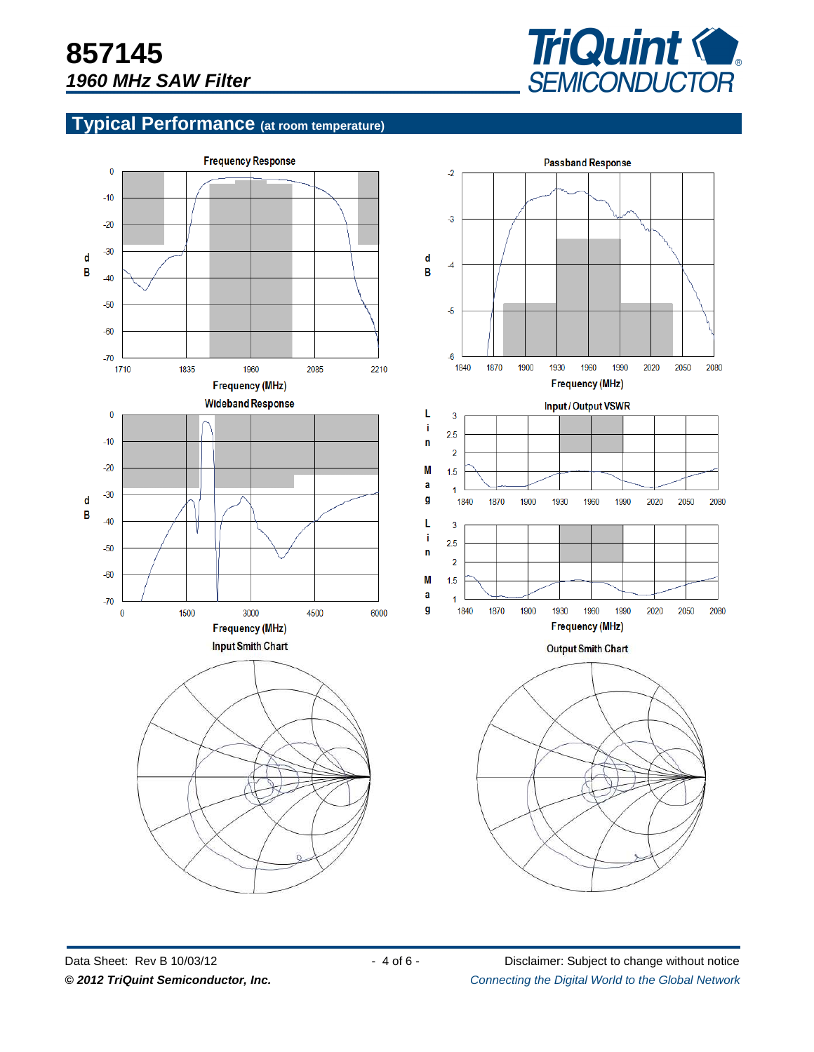# 857145

## *1960 MHz SAW Filter*

## Typical Performance (at room temperature)

Frequency Response

dB

0, -10, -20, -30, -40, -50, -60, -70

1710, 1835, 1960, 2085, 2210

Frequency (MHz)

Passband Response

dB

-2, -3, -4, -5, -6

1840, 1870, 1900, 1930, 1960, 1990, 2020, 2050, 2080

Frequency (MHz)

Wideband Response

dB

0, -10, -20, -30, -40, -50, -60, -70

0, 1500, 3000, 4500, 6000

Frequency (MHz)

Input / Output VSWR

Lin Mag

3, 2.5, 2, 1.5, 1

1840, 1870, 1900, 1930, 1960, 1990, 2020, 2050, 2080

Lin Mag

3, 2.5, 2, 1.5, 1

1840, 1870, 1900, 1930, 1960, 1990, 2020, 2050, 2080

Frequency (MHz)

Input Smith Chart

Output Smith Chart

Data Sheet: Rev B 10/03/12

Disclaimer: Subject to change without notice

***© 2012 TriQuint Semiconductor, Inc.***

*Connecting the Digital World to the Global Network*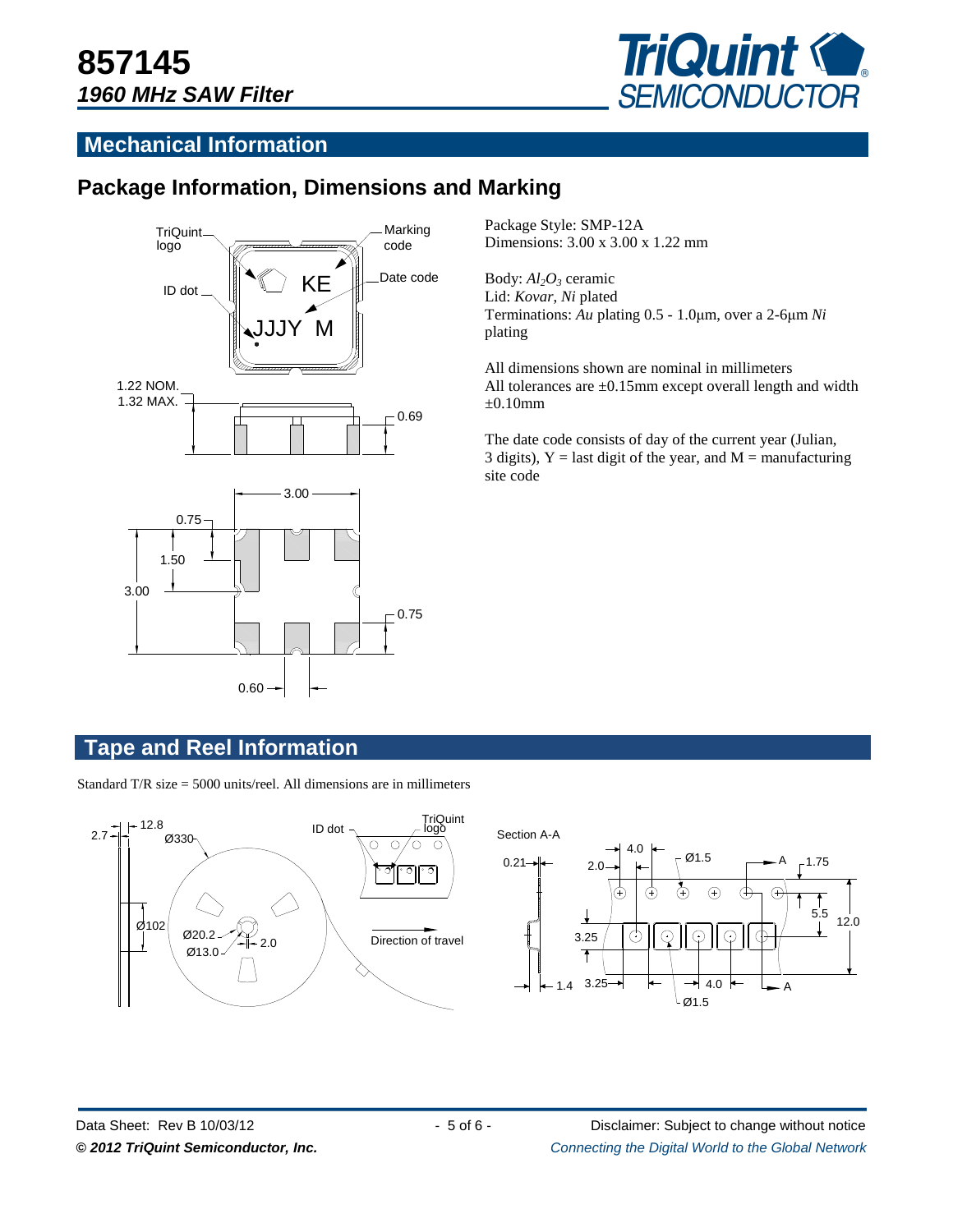# 857145

***1960 MHz SAW Filter***

## Mechanical Information

### Package Information, Dimensions and Marking

Package Style: SMP-12A
Dimensions: 3.00 x 3.00 x 1.22 mm

Body: $Al_2O_3$ ceramic
Lid: *Kovar*, *Ni* plated
Terminations: *Au* plating 0.5 - 1.0µm, over a 2-6µm *Ni* plating

All dimensions shown are nominal in millimeters
All tolerances are ±0.15mm except overall length and width ±0.10mm

The date code consists of day of the current year (Julian, 3 digits), Y = last digit of the year, and M = manufacturing site code

## Tape and Reel Information

Standard T/R size = 5000 units/reel. All dimensions are in millimeters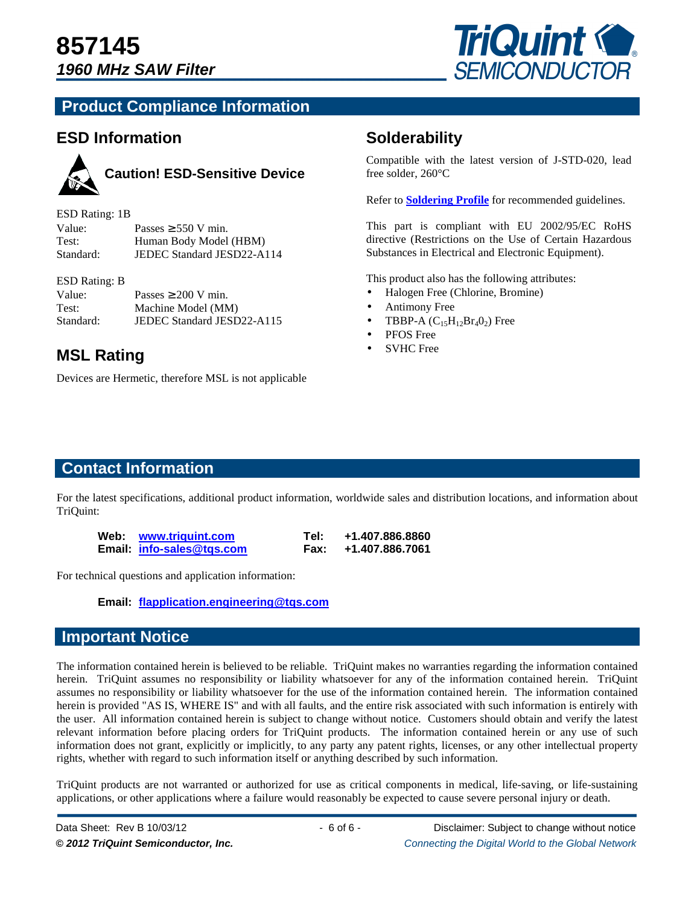# 857145

***1960 MHz SAW Filter***

## Product Compliance Information

### ESD Information

**Caution! ESD-Sensitive Device**

ESD Rating: 1B

| | |
|---|---|
| Value: | Passes ≥ 550 V min. |
| Test: | Human Body Model (HBM) |
| Standard: | JEDEC Standard JESD22-A114 |

ESD Rating: B

| | |
|---|---|
| Value: | Passes ≥ 200 V min. |
| Test: | Machine Model (MM) |
| Standard: | JEDEC Standard JESD22-A115 |

### MSL Rating

Devices are Hermetic, therefore MSL is not applicable

### Solderability

Compatible with the latest version of J-STD-020, lead free solder, 260°C

Refer to **Soldering Profile** for recommended guidelines.

This part is compliant with EU 2002/95/EC RoHS directive (Restrictions on the Use of Certain Hazardous Substances in Electrical and Electronic Equipment).

This product also has the following attributes:

- Halogen Free (Chlorine, Bromine)
- Antimony Free
- TBBP-A ($C_{15}H_{12}Br_40_2$) Free
- PFOS Free
- SVHC Free

## Contact Information

For the latest specifications, additional product information, worldwide sales and distribution locations, and information about TriQuint:

| | | | |
|---|---|---|---|
| **Web:** | **www.triquint.com** | **Tel:** | **+1.407.886.8860** |
| **Email:** | **info-sales@tqs.com** | **Fax:** | **+1.407.886.7061** |

For technical questions and application information:

**Email: flapplication.engineering@tqs.com**

## Important Notice

The information contained herein is believed to be reliable. TriQuint makes no warranties regarding the information contained herein. TriQuint assumes no responsibility or liability whatsoever for any of the information contained herein. TriQuint assumes no responsibility or liability whatsoever for the use of the information contained herein. The information contained herein is provided "AS IS, WHERE IS" and with all faults, and the entire risk associated with such information is entirely with the user. All information contained herein is subject to change without notice. Customers should obtain and verify the latest relevant information before placing orders for TriQuint products. The information contained herein or any use of such information does not grant, explicitly or implicitly, to any party any patent rights, licenses, or any other intellectual property rights, whether with regard to such information itself or anything described by such information.

TriQuint products are not warranted or authorized for use as critical components in medical, life-saving, or life-sustaining applications, or other applications where a failure would reasonably be expected to cause severe personal injury or death.